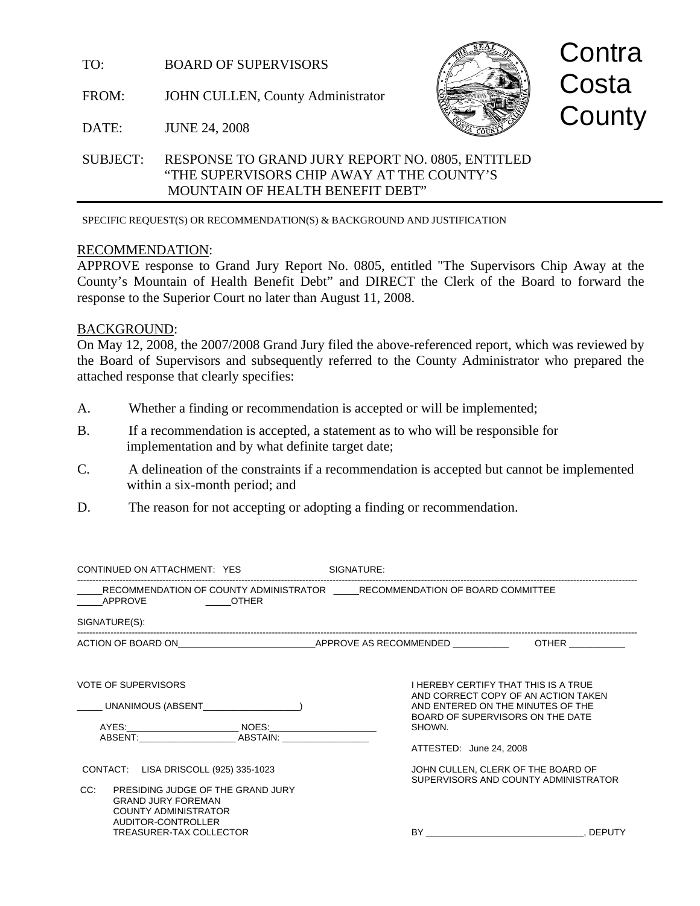TO: BOARD OF SUPERVISORS

FROM: JOHN CULLEN, County Administrator

DATE: JUNE 24, 2008

Contra Costa County

SUBJECT: RESPONSE TO GRAND JURY REPORT NO. 0805, ENTITLED "THE SUPERVISORS CHIP AWAY AT THE COUNTY'S MOUNTAIN OF HEALTH BENEFIT DEBT"

---

SPECIFIC REQUEST(S) OR RECOMMENDATION(S) & BACKGROUND AND JUSTIFICATION

RECOMMENDATION:

APPROVE response to Grand Jury Report No. 0805, entitled "The Supervisors Chip Away at the County's Mountain of Health Benefit Debt" and DIRECT the Clerk of the Board to forward the response to the Superior Court no later than August 11, 2008.

BACKGROUND:

On May 12, 2008, the 2007/2008 Grand Jury filed the above-referenced report, which was reviewed by the Board of Supervisors and subsequently referred to the County Administrator who prepared the attached response that clearly specifies:

A. Whether a finding or recommendation is accepted or will be implemented;

B. If a recommendation is accepted, a statement as to who will be responsible for implementation and by what definite target date;

C. A delineation of the constraints if a recommendation is accepted but cannot be implemented within a six-month period; and

D. The reason for not accepting or adopting a finding or recommendation.

CONTINUED ON ATTACHMENT: YES SIGNATURE:

---

_____RECOMMENDATION OF COUNTY ADMINISTRATOR _____RECOMMENDATION OF BOARD COMMITTEE
_____APPROVE _____OTHER

SIGNATURE(S):

---

ACTION OF BOARD ON__________________________APPROVE AS RECOMMENDED ___________ OTHER ___________

VOTE OF SUPERVISORS

_____ UNANIMOUS (ABSENT__________________)

AYES:_____________________ NOES:____________________
ABSENT:___________________ ABSTAIN: ________________

I HEREBY CERTIFY THAT THIS IS A TRUE AND CORRECT COPY OF AN ACTION TAKEN AND ENTERED ON THE MINUTES OF THE BOARD OF SUPERVISORS ON THE DATE SHOWN.

ATTESTED: June 24, 2008

JOHN CULLEN, CLERK OF THE BOARD OF SUPERVISORS AND COUNTY ADMINISTRATOR

BY _______________________________, DEPUTY

CONTACT: LISA DRISCOLL (925) 335-1023

CC: PRESIDING JUDGE OF THE GRAND JURY
GRAND JURY FOREMAN
COUNTY ADMINISTRATOR
AUDITOR-CONTROLLER
TREASURER-TAX COLLECTOR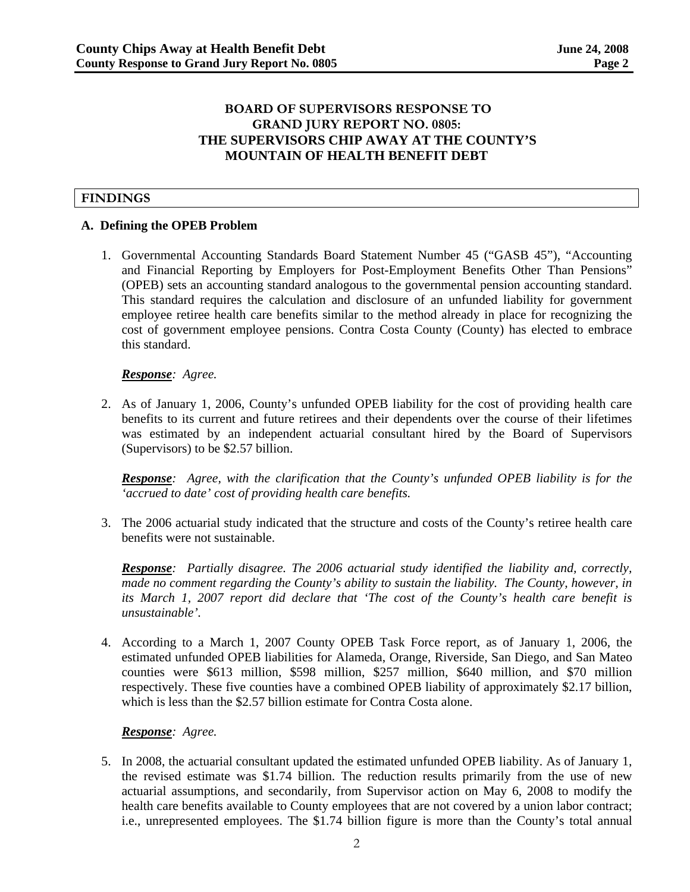## BOARD OF SUPERVISORS RESPONSE TO GRAND JURY REPORT NO. 0805: THE SUPERVISORS CHIP AWAY AT THE COUNTY'S MOUNTAIN OF HEALTH BENEFIT DEBT

## FINDINGS

### A. Defining the OPEB Problem

1. Governmental Accounting Standards Board Statement Number 45 ("GASB 45"), "Accounting and Financial Reporting by Employers for Post-Employment Benefits Other Than Pensions" (OPEB) sets an accounting standard analogous to the governmental pension accounting standard. This standard requires the calculation and disclosure of an unfunded liability for government employee retiree health care benefits similar to the method already in place for recognizing the cost of government employee pensions. Contra Costa County (County) has elected to embrace this standard.

   ***Response**: Agree.*

2. As of January 1, 2006, County's unfunded OPEB liability for the cost of providing health care benefits to its current and future retirees and their dependents over the course of their lifetimes was estimated by an independent actuarial consultant hired by the Board of Supervisors (Supervisors) to be $2.57 billion.

   ***Response**: Agree, with the clarification that the County's unfunded OPEB liability is for the 'accrued to date' cost of providing health care benefits.*

3. The 2006 actuarial study indicated that the structure and costs of the County's retiree health care benefits were not sustainable.

   ***Response**: Partially disagree. The 2006 actuarial study identified the liability and, correctly, made no comment regarding the County's ability to sustain the liability. The County, however, in its March 1, 2007 report did declare that 'The cost of the County's health care benefit is unsustainable'.*

4. According to a March 1, 2007 County OPEB Task Force report, as of January 1, 2006, the estimated unfunded OPEB liabilities for Alameda, Orange, Riverside, San Diego, and San Mateo counties were $613 million, $598 million, $257 million, $640 million, and $70 million respectively. These five counties have a combined OPEB liability of approximately $2.17 billion, which is less than the $2.57 billion estimate for Contra Costa alone.

   ***Response**: Agree.*

5. In 2008, the actuarial consultant updated the estimated unfunded OPEB liability. As of January 1, the revised estimate was $1.74 billion. The reduction results primarily from the use of new actuarial assumptions, and secondarily, from Supervisor action on May 6, 2008 to modify the health care benefits available to County employees that are not covered by a union labor contract; i.e., unrepresented employees. The $1.74 billion figure is more than the County's total annual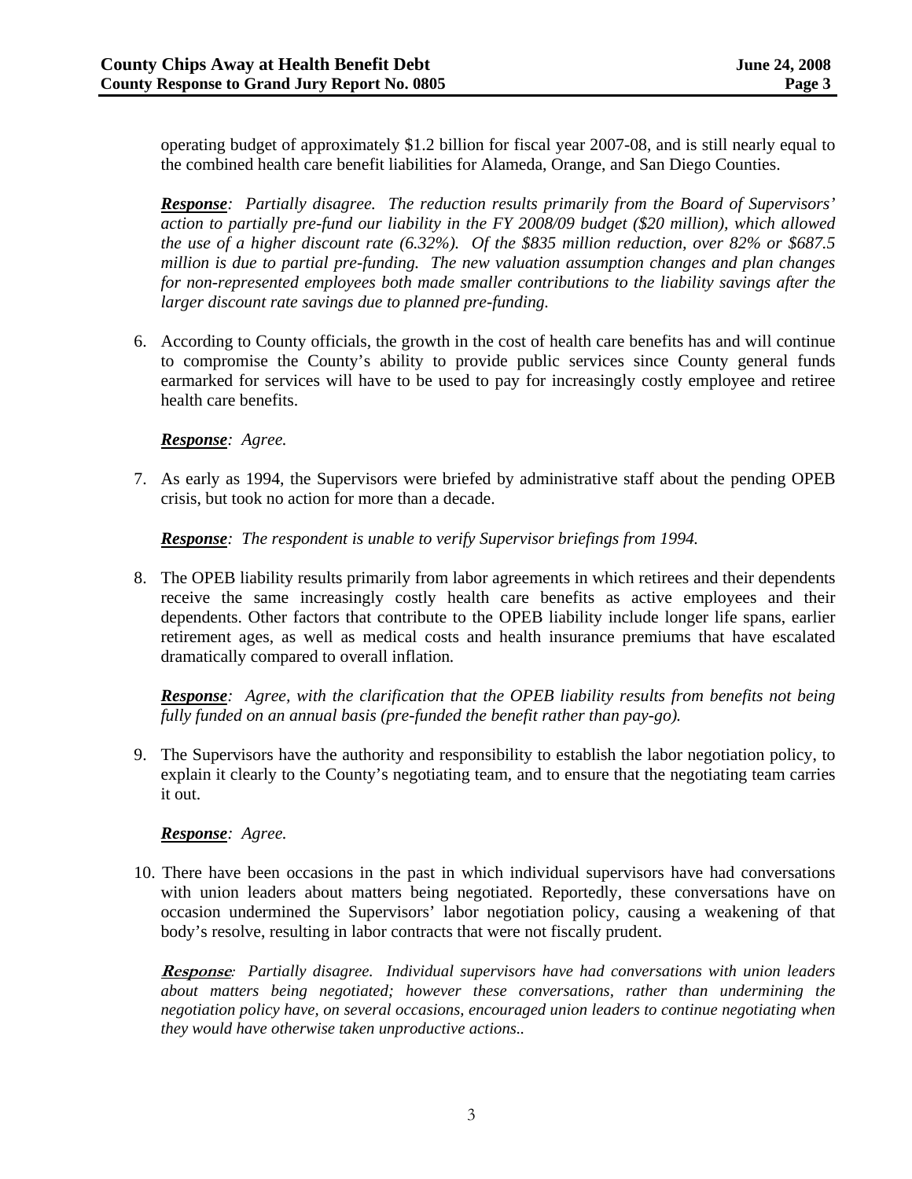operating budget of approximately $1.2 billion for fiscal year 2007-08, and is still nearly equal to the combined health care benefit liabilities for Alameda, Orange, and San Diego Counties.

***Response****: Partially disagree. The reduction results primarily from the Board of Supervisors' action to partially pre-fund our liability in the FY 2008/09 budget ($20 million), which allowed the use of a higher discount rate (6.32%). Of the $835 million reduction, over 82% or $687.5 million is due to partial pre-funding. The new valuation assumption changes and plan changes for non-represented employees both made smaller contributions to the liability savings after the larger discount rate savings due to planned pre-funding.*

6. According to County officials, the growth in the cost of health care benefits has and will continue to compromise the County's ability to provide public services since County general funds earmarked for services will have to be used to pay for increasingly costly employee and retiree health care benefits.

   ***Response****: Agree.*

7. As early as 1994, the Supervisors were briefed by administrative staff about the pending OPEB crisis, but took no action for more than a decade.

   ***Response****: The respondent is unable to verify Supervisor briefings from 1994.*

8. The OPEB liability results primarily from labor agreements in which retirees and their dependents receive the same increasingly costly health care benefits as active employees and their dependents. Other factors that contribute to the OPEB liability include longer life spans, earlier retirement ages, as well as medical costs and health insurance premiums that have escalated dramatically compared to overall inflation.

   ***Response****: Agree, with the clarification that the OPEB liability results from benefits not being fully funded on an annual basis (pre-funded the benefit rather than pay-go).*

9. The Supervisors have the authority and responsibility to establish the labor negotiation policy, to explain it clearly to the County's negotiating team, and to ensure that the negotiating team carries it out.

   ***Response****: Agree.*

10. There have been occasions in the past in which individual supervisors have had conversations with union leaders about matters being negotiated. Reportedly, these conversations have on occasion undermined the Supervisors' labor negotiation policy, causing a weakening of that body's resolve, resulting in labor contracts that were not fiscally prudent.

    ***Response****: Partially disagree. Individual supervisors have had conversations with union leaders about matters being negotiated; however these conversations, rather than undermining the negotiation policy have, on several occasions, encouraged union leaders to continue negotiating when they would have otherwise taken unproductive actions..*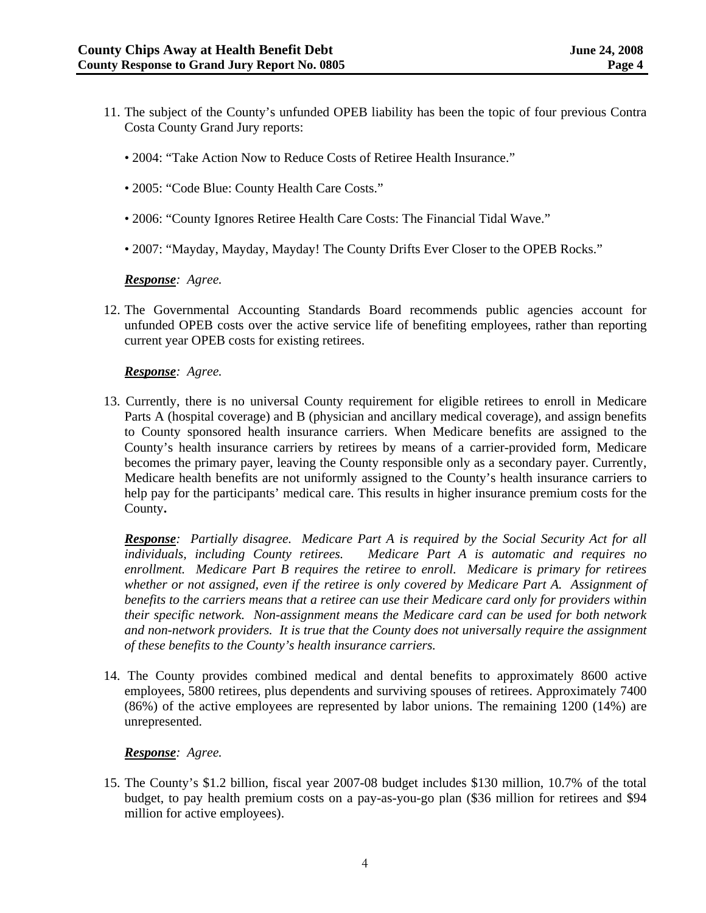11. The subject of the County's unfunded OPEB liability has been the topic of four previous Contra Costa County Grand Jury reports:

    • 2004: "Take Action Now to Reduce Costs of Retiree Health Insurance."

    • 2005: "Code Blue: County Health Care Costs."

    • 2006: "County Ignores Retiree Health Care Costs: The Financial Tidal Wave."

    • 2007: "Mayday, Mayday, Mayday! The County Drifts Ever Closer to the OPEB Rocks."

    ***Response**: Agree.*

12. The Governmental Accounting Standards Board recommends public agencies account for unfunded OPEB costs over the active service life of benefiting employees, rather than reporting current year OPEB costs for existing retirees.

    ***Response**: Agree.*

13. Currently, there is no universal County requirement for eligible retirees to enroll in Medicare Parts A (hospital coverage) and B (physician and ancillary medical coverage), and assign benefits to County sponsored health insurance carriers. When Medicare benefits are assigned to the County's health insurance carriers by retirees by means of a carrier-provided form, Medicare becomes the primary payer, leaving the County responsible only as a secondary payer. Currently, Medicare health benefits are not uniformly assigned to the County's health insurance carriers to help pay for the participants' medical care. This results in higher insurance premium costs for the County**.**

    ***Response**: Partially disagree. Medicare Part A is required by the Social Security Act for all individuals, including County retirees. Medicare Part A is automatic and requires no enrollment. Medicare Part B requires the retiree to enroll. Medicare is primary for retirees whether or not assigned, even if the retiree is only covered by Medicare Part A. Assignment of benefits to the carriers means that a retiree can use their Medicare card only for providers within their specific network. Non-assignment means the Medicare card can be used for both network and non-network providers. It is true that the County does not universally require the assignment of these benefits to the County's health insurance carriers.*

14. The County provides combined medical and dental benefits to approximately 8600 active employees, 5800 retirees, plus dependents and surviving spouses of retirees. Approximately 7400 (86%) of the active employees are represented by labor unions. The remaining 1200 (14%) are unrepresented.

    ***Response**: Agree.*

15. The County's $1.2 billion, fiscal year 2007-08 budget includes $130 million, 10.7% of the total budget, to pay health premium costs on a pay-as-you-go plan ($36 million for retirees and $94 million for active employees).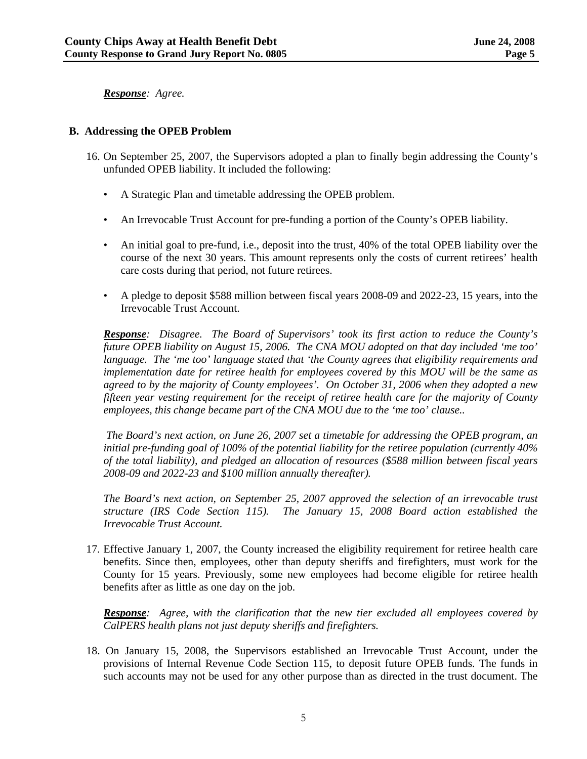***Response**: Agree.*

### B. Addressing the OPEB Problem

16. On September 25, 2007, the Supervisors adopted a plan to finally begin addressing the County's unfunded OPEB liability. It included the following:

    - A Strategic Plan and timetable addressing the OPEB problem.
    - An Irrevocable Trust Account for pre-funding a portion of the County's OPEB liability.
    - An initial goal to pre-fund, i.e., deposit into the trust, 40% of the total OPEB liability over the course of the next 30 years. This amount represents only the costs of current retirees' health care costs during that period, not future retirees.
    - A pledge to deposit $588 million between fiscal years 2008-09 and 2022-23, 15 years, into the Irrevocable Trust Account.

    ***Response**: Disagree. The Board of Supervisors' took its first action to reduce the County's future OPEB liability on August 15, 2006. The CNA MOU adopted on that day included 'me too' language. The 'me too' language stated that 'the County agrees that eligibility requirements and implementation date for retiree health for employees covered by this MOU will be the same as agreed to by the majority of County employees'. On October 31, 2006 when they adopted a new fifteen year vesting requirement for the receipt of retiree health care for the majority of County employees, this change became part of the CNA MOU due to the 'me too' clause..*

    *The Board's next action, on June 26, 2007 set a timetable for addressing the OPEB program, an initial pre-funding goal of 100% of the potential liability for the retiree population (currently 40% of the total liability), and pledged an allocation of resources ($588 million between fiscal years 2008-09 and 2022-23 and $100 million annually thereafter).*

    *The Board's next action, on September 25, 2007 approved the selection of an irrevocable trust structure (IRS Code Section 115). The January 15, 2008 Board action established the Irrevocable Trust Account.*

17. Effective January 1, 2007, the County increased the eligibility requirement for retiree health care benefits. Since then, employees, other than deputy sheriffs and firefighters, must work for the County for 15 years. Previously, some new employees had become eligible for retiree health benefits after as little as one day on the job.

    ***Response**: Agree, with the clarification that the new tier excluded all employees covered by CalPERS health plans not just deputy sheriffs and firefighters.*

18. On January 15, 2008, the Supervisors established an Irrevocable Trust Account, under the provisions of Internal Revenue Code Section 115, to deposit future OPEB funds. The funds in such accounts may not be used for any other purpose than as directed in the trust document. The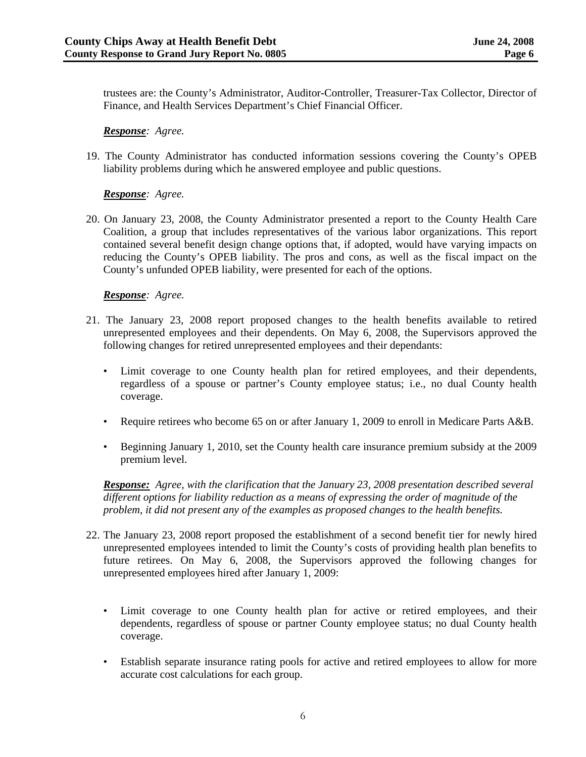trustees are: the County's Administrator, Auditor-Controller, Treasurer-Tax Collector, Director of Finance, and Health Services Department's Chief Financial Officer.

***Response**: Agree.*

19. The County Administrator has conducted information sessions covering the County's OPEB liability problems during which he answered employee and public questions.

***Response**: Agree.*

20. On January 23, 2008, the County Administrator presented a report to the County Health Care Coalition, a group that includes representatives of the various labor organizations. This report contained several benefit design change options that, if adopted, would have varying impacts on reducing the County's OPEB liability. The pros and cons, as well as the fiscal impact on the County's unfunded OPEB liability, were presented for each of the options.

***Response**: Agree.*

21. The January 23, 2008 report proposed changes to the health benefits available to retired unrepresented employees and their dependents. On May 6, 2008, the Supervisors approved the following changes for retired unrepresented employees and their dependants:

    - Limit coverage to one County health plan for retired employees, and their dependents, regardless of a spouse or partner's County employee status; i.e., no dual County health coverage.
    - Require retirees who become 65 on or after January 1, 2009 to enroll in Medicare Parts A&B.
    - Beginning January 1, 2010, set the County health care insurance premium subsidy at the 2009 premium level.

    ***Response:** Agree, with the clarification that the January 23, 2008 presentation described several different options for liability reduction as a means of expressing the order of magnitude of the problem, it did not present any of the examples as proposed changes to the health benefits.*

22. The January 23, 2008 report proposed the establishment of a second benefit tier for newly hired unrepresented employees intended to limit the County's costs of providing health plan benefits to future retirees. On May 6, 2008, the Supervisors approved the following changes for unrepresented employees hired after January 1, 2009:

    - Limit coverage to one County health plan for active or retired employees, and their dependents, regardless of spouse or partner County employee status; no dual County health coverage.
    - Establish separate insurance rating pools for active and retired employees to allow for more accurate cost calculations for each group.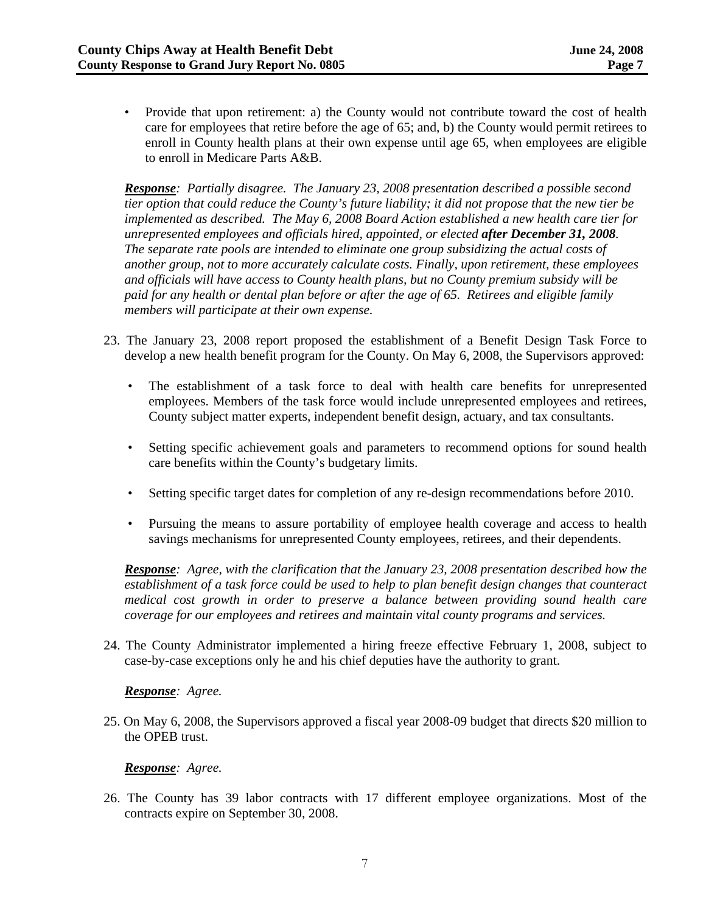- Provide that upon retirement: a) the County would not contribute toward the cost of health care for employees that retire before the age of 65; and, b) the County would permit retirees to enroll in County health plans at their own expense until age 65, when employees are eligible to enroll in Medicare Parts A&B.

***Response****: Partially disagree. The January 23, 2008 presentation described a possible second tier option that could reduce the County's future liability; it did not propose that the new tier be implemented as described. The May 6, 2008 Board Action established a new health care tier for unrepresented employees and officials hired, appointed, or elected* ***after December 31, 2008****. The separate rate pools are intended to eliminate one group subsidizing the actual costs of another group, not to more accurately calculate costs. Finally, upon retirement, these employees and officials will have access to County health plans, but no County premium subsidy will be paid for any health or dental plan before or after the age of 65. Retirees and eligible family members will participate at their own expense.*

23. The January 23, 2008 report proposed the establishment of a Benefit Design Task Force to develop a new health benefit program for the County. On May 6, 2008, the Supervisors approved:

    - The establishment of a task force to deal with health care benefits for unrepresented employees. Members of the task force would include unrepresented employees and retirees, County subject matter experts, independent benefit design, actuary, and tax consultants.
    - Setting specific achievement goals and parameters to recommend options for sound health care benefits within the County's budgetary limits.
    - Setting specific target dates for completion of any re-design recommendations before 2010.
    - Pursuing the means to assure portability of employee health coverage and access to health savings mechanisms for unrepresented County employees, retirees, and their dependents.

    ***Response****: Agree, with the clarification that the January 23, 2008 presentation described how the establishment of a task force could be used to help to plan benefit design changes that counteract medical cost growth in order to preserve a balance between providing sound health care coverage for our employees and retirees and maintain vital county programs and services.*

24. The County Administrator implemented a hiring freeze effective February 1, 2008, subject to case-by-case exceptions only he and his chief deputies have the authority to grant.

    ***Response****: Agree.*

25. On May 6, 2008, the Supervisors approved a fiscal year 2008-09 budget that directs $20 million to the OPEB trust.

    ***Response****: Agree.*

26. The County has 39 labor contracts with 17 different employee organizations. Most of the contracts expire on September 30, 2008.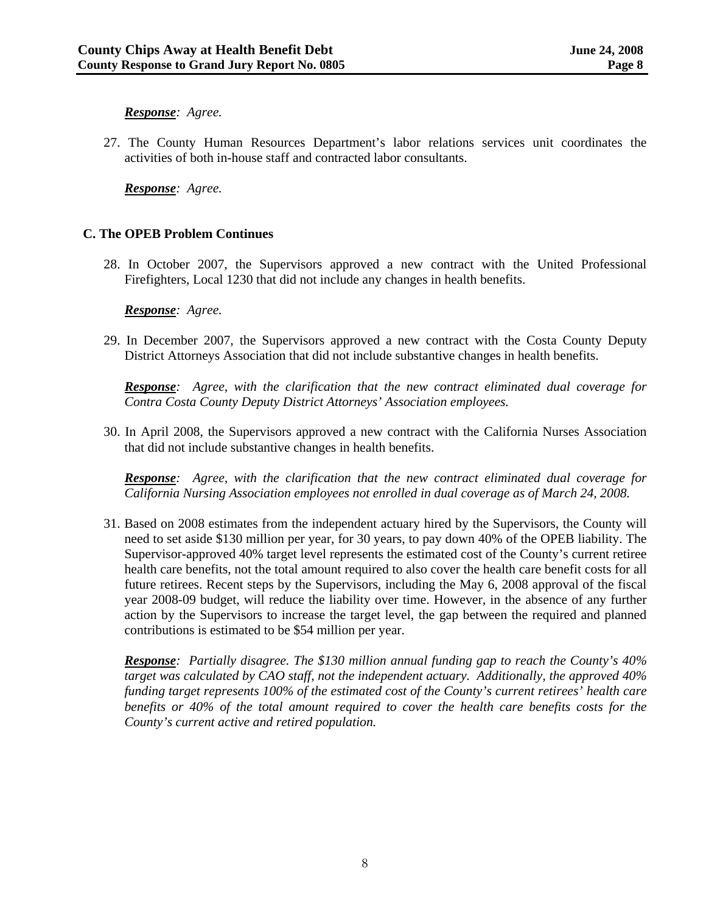***Response**: Agree.*

27. The County Human Resources Department's labor relations services unit coordinates the activities of both in-house staff and contracted labor consultants.

    ***Response**: Agree.*

### C. The OPEB Problem Continues

28. In October 2007, the Supervisors approved a new contract with the United Professional Firefighters, Local 1230 that did not include any changes in health benefits.

    ***Response**: Agree.*

29. In December 2007, the Supervisors approved a new contract with the Costa County Deputy District Attorneys Association that did not include substantive changes in health benefits.

    ***Response**: Agree, with the clarification that the new contract eliminated dual coverage for Contra Costa County Deputy District Attorneys' Association employees.*

30. In April 2008, the Supervisors approved a new contract with the California Nurses Association that did not include substantive changes in health benefits.

    ***Response**: Agree, with the clarification that the new contract eliminated dual coverage for California Nursing Association employees not enrolled in dual coverage as of March 24, 2008.*

31. Based on 2008 estimates from the independent actuary hired by the Supervisors, the County will need to set aside $130 million per year, for 30 years, to pay down 40% of the OPEB liability. The Supervisor-approved 40% target level represents the estimated cost of the County's current retiree health care benefits, not the total amount required to also cover the health care benefit costs for all future retirees. Recent steps by the Supervisors, including the May 6, 2008 approval of the fiscal year 2008-09 budget, will reduce the liability over time. However, in the absence of any further action by the Supervisors to increase the target level, the gap between the required and planned contributions is estimated to be $54 million per year.

    ***Response**: Partially disagree. The $130 million annual funding gap to reach the County's 40% target was calculated by CAO staff, not the independent actuary. Additionally, the approved 40% funding target represents 100% of the estimated cost of the County's current retirees' health care benefits or 40% of the total amount required to cover the health care benefits costs for the County's current active and retired population.*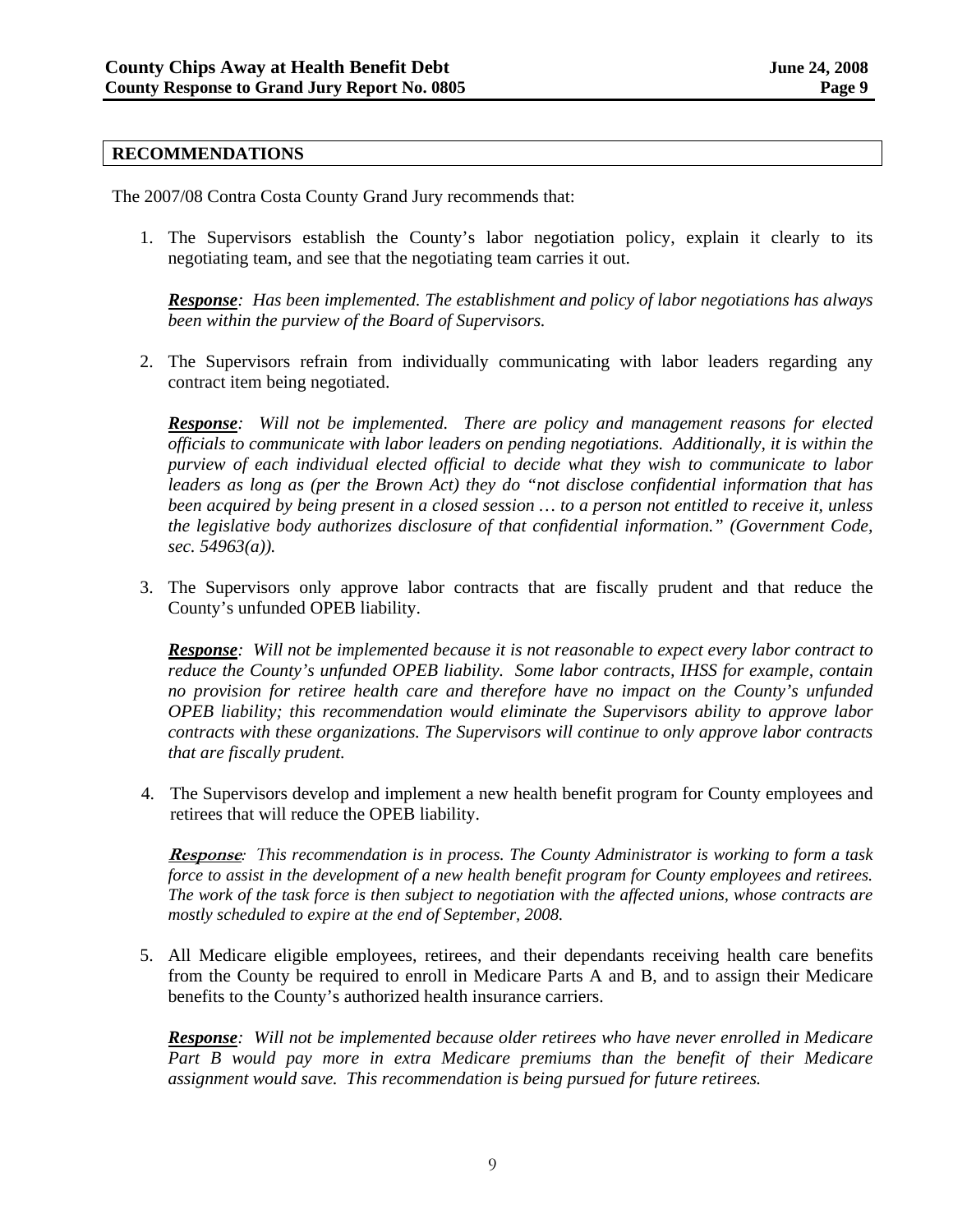## RECOMMENDATIONS

The 2007/08 Contra Costa County Grand Jury recommends that:

1. The Supervisors establish the County's labor negotiation policy, explain it clearly to its negotiating team, and see that the negotiating team carries it out.

   ***Response****: Has been implemented. The establishment and policy of labor negotiations has always been within the purview of the Board of Supervisors.*

2. The Supervisors refrain from individually communicating with labor leaders regarding any contract item being negotiated.

   ***Response****: Will not be implemented. There are policy and management reasons for elected officials to communicate with labor leaders on pending negotiations. Additionally, it is within the purview of each individual elected official to decide what they wish to communicate to labor leaders as long as (per the Brown Act) they do "not disclose confidential information that has been acquired by being present in a closed session … to a person not entitled to receive it, unless the legislative body authorizes disclosure of that confidential information." (Government Code, sec. 54963(a)).*

3. The Supervisors only approve labor contracts that are fiscally prudent and that reduce the County's unfunded OPEB liability.

   ***Response****: Will not be implemented because it is not reasonable to expect every labor contract to reduce the County's unfunded OPEB liability. Some labor contracts, IHSS for example, contain no provision for retiree health care and therefore have no impact on the County's unfunded OPEB liability; this recommendation would eliminate the Supervisors ability to approve labor contracts with these organizations. The Supervisors will continue to only approve labor contracts that are fiscally prudent.*

4. The Supervisors develop and implement a new health benefit program for County employees and retirees that will reduce the OPEB liability.

   ***Response****: This recommendation is in process. The County Administrator is working to form a task force to assist in the development of a new health benefit program for County employees and retirees. The work of the task force is then subject to negotiation with the affected unions, whose contracts are mostly scheduled to expire at the end of September, 2008.*

5. All Medicare eligible employees, retirees, and their dependants receiving health care benefits from the County be required to enroll in Medicare Parts A and B, and to assign their Medicare benefits to the County's authorized health insurance carriers.

   ***Response****: Will not be implemented because older retirees who have never enrolled in Medicare Part B would pay more in extra Medicare premiums than the benefit of their Medicare assignment would save. This recommendation is being pursued for future retirees.*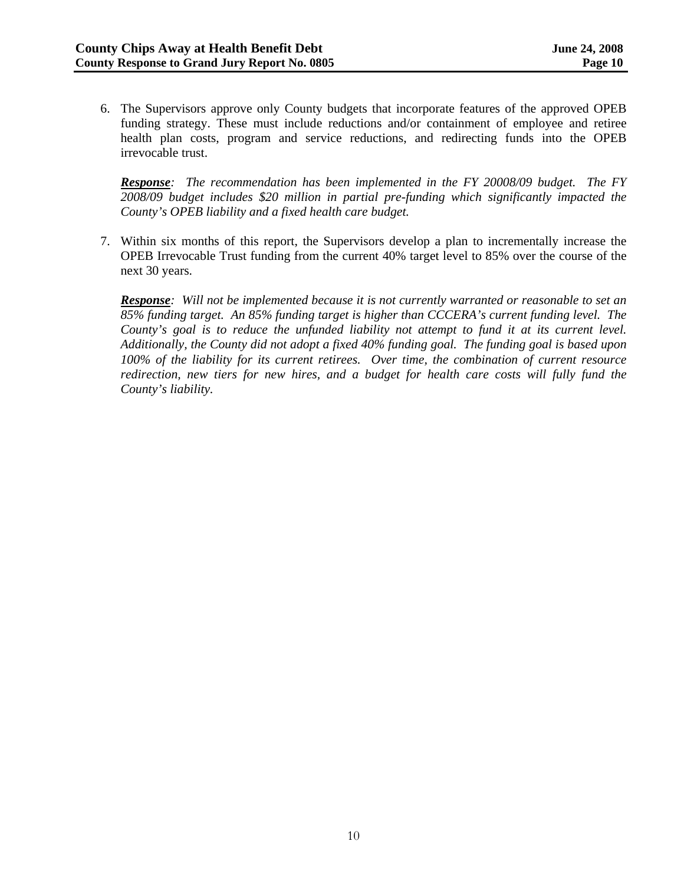6. The Supervisors approve only County budgets that incorporate features of the approved OPEB funding strategy. These must include reductions and/or containment of employee and retiree health plan costs, program and service reductions, and redirecting funds into the OPEB irrevocable trust.

   ***Response**: The recommendation has been implemented in the FY 20008/09 budget. The FY 2008/09 budget includes $20 million in partial pre-funding which significantly impacted the County's OPEB liability and a fixed health care budget.*

7. Within six months of this report, the Supervisors develop a plan to incrementally increase the OPEB Irrevocable Trust funding from the current 40% target level to 85% over the course of the next 30 years.

   ***Response**: Will not be implemented because it is not currently warranted or reasonable to set an 85% funding target. An 85% funding target is higher than CCCERA's current funding level. The County's goal is to reduce the unfunded liability not attempt to fund it at its current level. Additionally, the County did not adopt a fixed 40% funding goal. The funding goal is based upon 100% of the liability for its current retirees. Over time, the combination of current resource redirection, new tiers for new hires, and a budget for health care costs will fully fund the County's liability.*